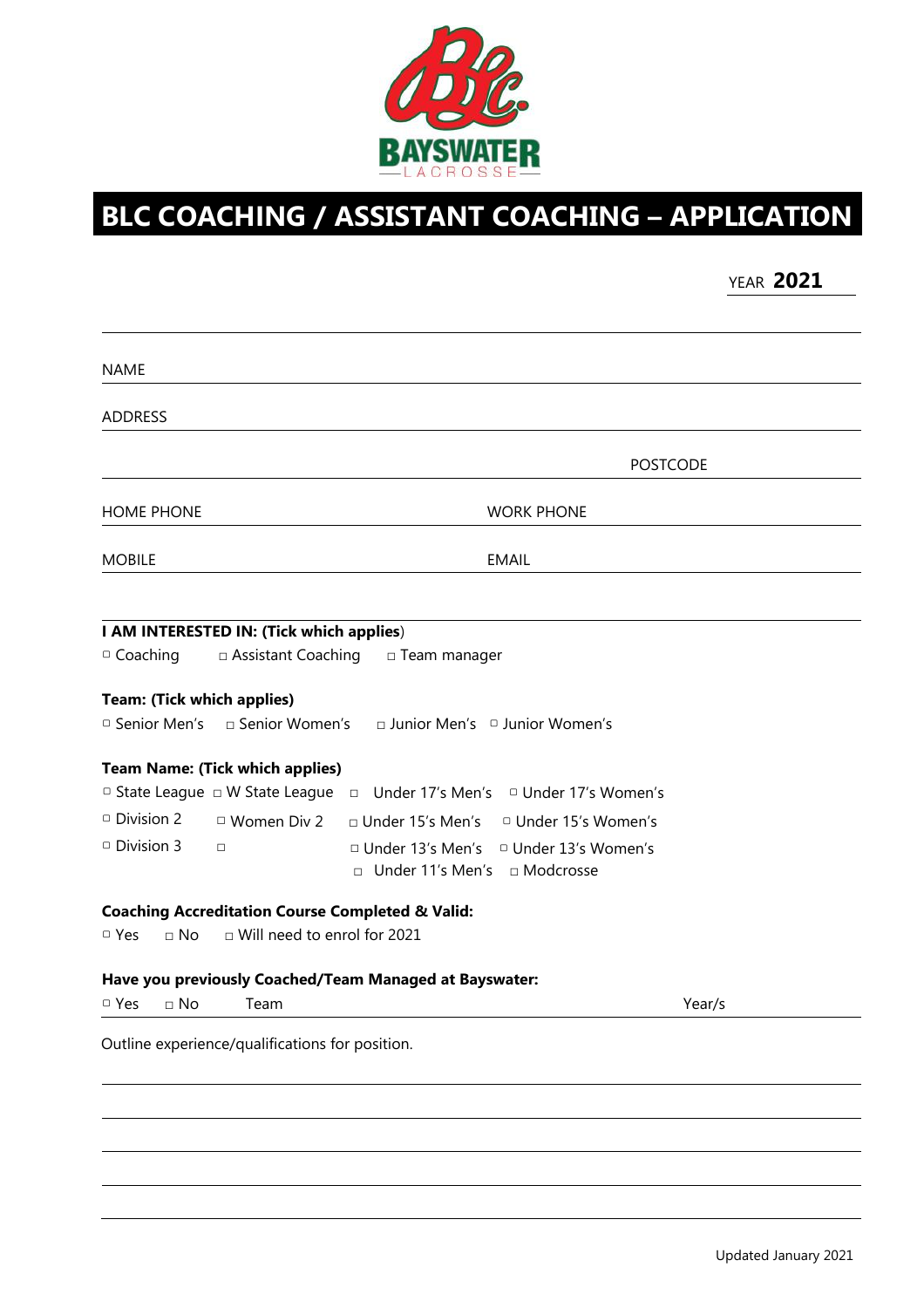BAYSWATER LACROSSE

# BLC COACHING / ASSISTANT COACHING – APPLICATION

YEAR **2021**

NAME

ADDRESS

POSTCODE

HOME PHONE WORK PHONE

MOBILE EMAIL

**I AM INTERESTED IN: (Tick which applies**)

▫ Coaching ▫ Assistant Coaching ▫ Team manager

**Team: (Tick which applies)**

▫ Senior Men's ▫ Senior Women's ▫ Junior Men's ▫ Junior Women's

**Team Name: (Tick which applies)**

▫ State League ▫ W State League ▫ Under 17's Men's ▫ Under 17's Women's

▫ Division 2 ▫ Women Div 2 ▫ Under 15's Men's ▫ Under 15's Women's

▫ Division 3 ▫ ▫ Under 13's Men's ▫ Under 13's Women's

▫ Under 11's Men's ▫ Modcrosse

**Coaching Accreditation Course Completed & Valid:**

▫ Yes ▫ No ▫ Will need to enrol for 2021

**Have you previously Coached/Team Managed at Bayswater:**

▫ Yes ▫ No Team Year/s

Outline experience/qualifications for position.

Updated January 2021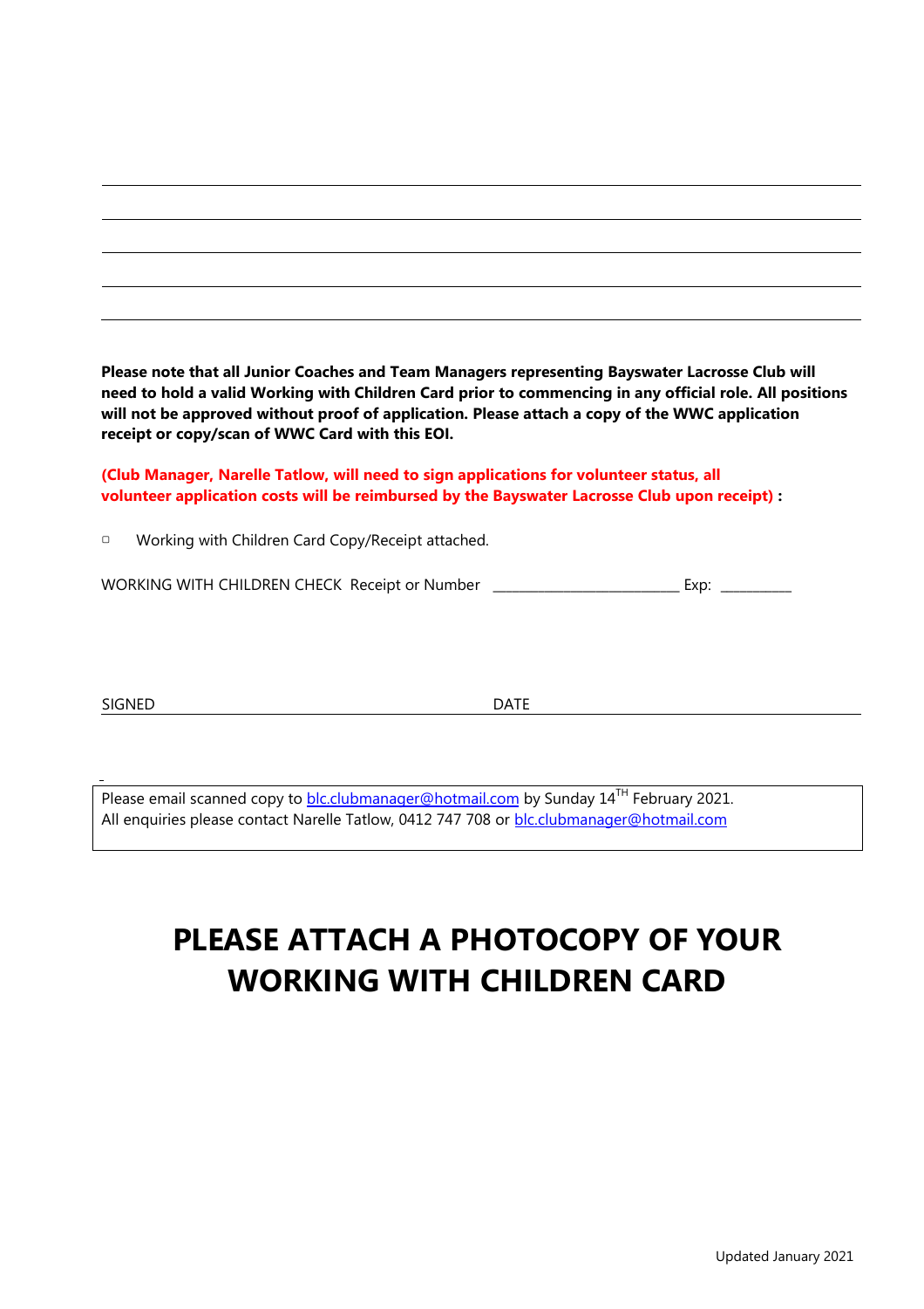**Please note that all Junior Coaches and Team Managers representing Bayswater Lacrosse Club will need to hold a valid Working with Children Card prior to commencing in any official role. All positions will not be approved without proof of application. Please attach a copy of the WWC application receipt or copy/scan of WWC Card with this EOI.**

**(Club Manager, Narelle Tatlow, will need to sign applications for volunteer status, all volunteer application costs will be reimbursed by the Bayswater Lacrosse Club upon receipt) :**

- ▢ Working with Children Card Copy/Receipt attached.

WORKING WITH CHILDREN CHECK Receipt or Number ________________________ Exp: _________

SIGNED ______________________________ DATE ______________________________

Please email scanned copy to blc.clubmanager@hotmail.com by Sunday 14TH February 2021.
All enquiries please contact Narelle Tatlow, 0412 747 708 or blc.clubmanager@hotmail.com

# PLEASE ATTACH A PHOTOCOPY OF YOUR WORKING WITH CHILDREN CARD

Updated January 2021